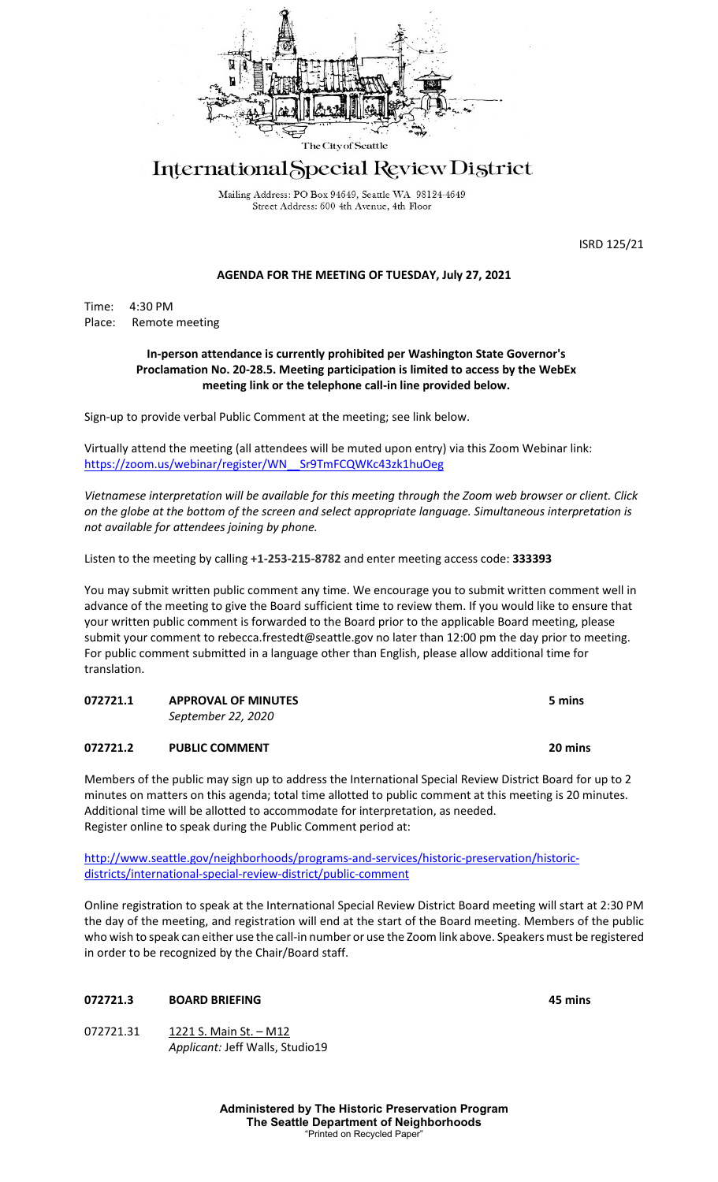The City of Seattle

# International Special Review District

Mailing Address: PO Box 94649, Seattle WA 98124-4649
Street Address: 600 4th Avenue, 4th Floor

ISRD 125/21

## AGENDA FOR THE MEETING OF TUESDAY, July 27, 2021

Time: 4:30 PM
Place: Remote meeting

**In-person attendance is currently prohibited per Washington State Governor's Proclamation No. 20-28.5. Meeting participation is limited to access by the WebEx meeting link or the telephone call-in line provided below.**

Sign-up to provide verbal Public Comment at the meeting; see link below.

Virtually attend the meeting (all attendees will be muted upon entry) via this Zoom Webinar link:
https://zoom.us/webinar/register/WN__Sr9TmFCQWKc43zk1huOeg

*Vietnamese interpretation will be available for this meeting through the Zoom web browser or client. Click on the globe at the bottom of the screen and select appropriate language. Simultaneous interpretation is not available for attendees joining by phone.*

Listen to the meeting by calling **+1-253-215-8782** and enter meeting access code: **333393**

You may submit written public comment any time. We encourage you to submit written comment well in advance of the meeting to give the Board sufficient time to review them. If you would like to ensure that your written public comment is forwarded to the Board prior to the applicable Board meeting, please submit your comment to rebecca.frestedt@seattle.gov no later than 12:00 pm the day prior to meeting. For public comment submitted in a language other than English, please allow additional time for translation.

**072721.1 APPROVAL OF MINUTES** **5 mins**
*September 22, 2020*

**072721.2 PUBLIC COMMENT** **20 mins**

Members of the public may sign up to address the International Special Review District Board for up to 2 minutes on matters on this agenda; total time allotted to public comment at this meeting is 20 minutes. Additional time will be allotted to accommodate for interpretation, as needed.
Register online to speak during the Public Comment period at:

http://www.seattle.gov/neighborhoods/programs-and-services/historic-preservation/historic-districts/international-special-review-district/public-comment

Online registration to speak at the International Special Review District Board meeting will start at 2:30 PM the day of the meeting, and registration will end at the start of the Board meeting. Members of the public who wish to speak can either use the call-in number or use the Zoom link above. Speakers must be registered in order to be recognized by the Chair/Board staff.

**072721.3 BOARD BRIEFING** **45 mins**

072721.31 1221 S. Main St. – M12
*Applicant:* Jeff Walls, Studio19

**Administered by The Historic Preservation Program**
**The Seattle Department of Neighborhoods**
"Printed on Recycled Paper"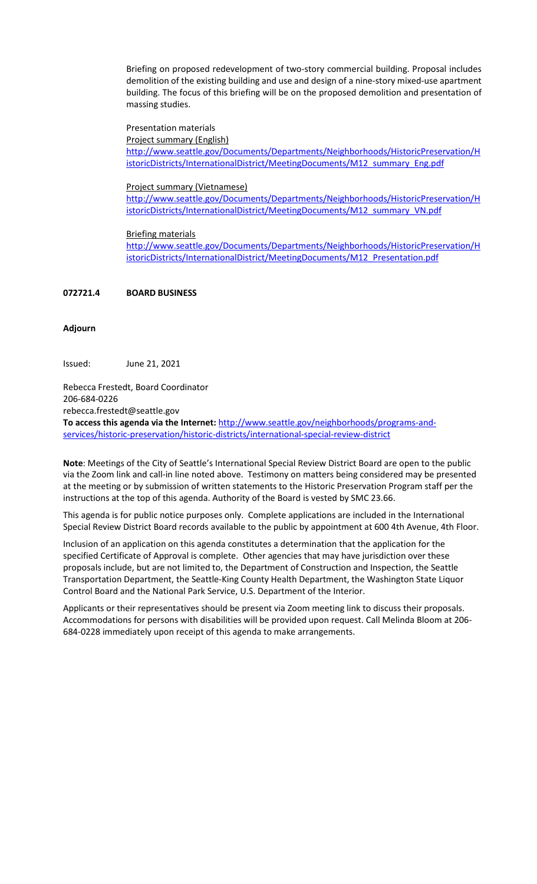Briefing on proposed redevelopment of two-story commercial building. Proposal includes demolition of the existing building and use and design of a nine-story mixed-use apartment building. The focus of this briefing will be on the proposed demolition and presentation of massing studies.

Presentation materials

Project summary (English)
http://www.seattle.gov/Documents/Departments/Neighborhoods/HistoricPreservation/HistoricDistricts/InternationalDistrict/MeetingDocuments/M12_summary_Eng.pdf

Project summary (Vietnamese)
http://www.seattle.gov/Documents/Departments/Neighborhoods/HistoricPreservation/HistoricDistricts/InternationalDistrict/MeetingDocuments/M12_summary_VN.pdf

Briefing materials
http://www.seattle.gov/Documents/Departments/Neighborhoods/HistoricPreservation/HistoricDistricts/InternationalDistrict/MeetingDocuments/M12_Presentation.pdf

**072721.4 BOARD BUSINESS**

**Adjourn**

Issued: June 21, 2021

Rebecca Frestedt, Board Coordinator
206-684-0226
rebecca.frestedt@seattle.gov
**To access this agenda via the Internet:** http://www.seattle.gov/neighborhoods/programs-and-services/historic-preservation/historic-districts/international-special-review-district

**Note**: Meetings of the City of Seattle's International Special Review District Board are open to the public via the Zoom link and call-in line noted above. Testimony on matters being considered may be presented at the meeting or by submission of written statements to the Historic Preservation Program staff per the instructions at the top of this agenda. Authority of the Board is vested by SMC 23.66.

This agenda is for public notice purposes only. Complete applications are included in the International Special Review District Board records available to the public by appointment at 600 4th Avenue, 4th Floor.

Inclusion of an application on this agenda constitutes a determination that the application for the specified Certificate of Approval is complete. Other agencies that may have jurisdiction over these proposals include, but are not limited to, the Department of Construction and Inspection, the Seattle Transportation Department, the Seattle-King County Health Department, the Washington State Liquor Control Board and the National Park Service, U.S. Department of the Interior.

Applicants or their representatives should be present via Zoom meeting link to discuss their proposals. Accommodations for persons with disabilities will be provided upon request. Call Melinda Bloom at 206-684-0228 immediately upon receipt of this agenda to make arrangements.